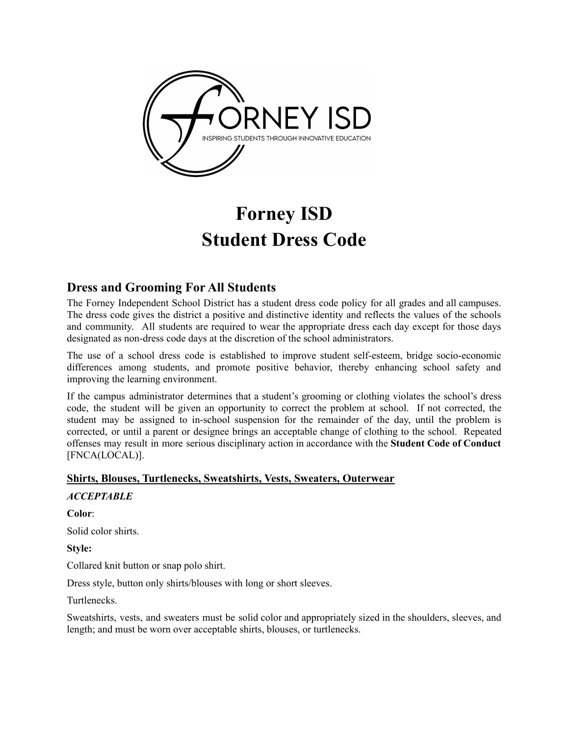# Forney ISD
# Student Dress Code

## Dress and Grooming For All Students

The Forney Independent School District has a student dress code policy for all grades and all campuses. The dress code gives the district a positive and distinctive identity and reflects the values of the schools and community. All students are required to wear the appropriate dress each day except for those days designated as non-dress code days at the discretion of the school administrators.

The use of a school dress code is established to improve student self-esteem, bridge socio-economic differences among students, and promote positive behavior, thereby enhancing school safety and improving the learning environment.

If the campus administrator determines that a student's grooming or clothing violates the school's dress code, the student will be given an opportunity to correct the problem at school. If not corrected, the student may be assigned to in-school suspension for the remainder of the day, until the problem is corrected, or until a parent or designee brings an acceptable change of clothing to the school. Repeated offenses may result in more serious disciplinary action in accordance with the **Student Code of Conduct** [FNCA(LOCAL)].

### Shirts, Blouses, Turtlenecks, Sweatshirts, Vests, Sweaters, Outerwear

***ACCEPTABLE***

**Color**:

Solid color shirts.

**Style:**

Collared knit button or snap polo shirt.

Dress style, button only shirts/blouses with long or short sleeves.

Turtlenecks.

Sweatshirts, vests, and sweaters must be solid color and appropriately sized in the shoulders, sleeves, and length; and must be worn over acceptable shirts, blouses, or turtlenecks.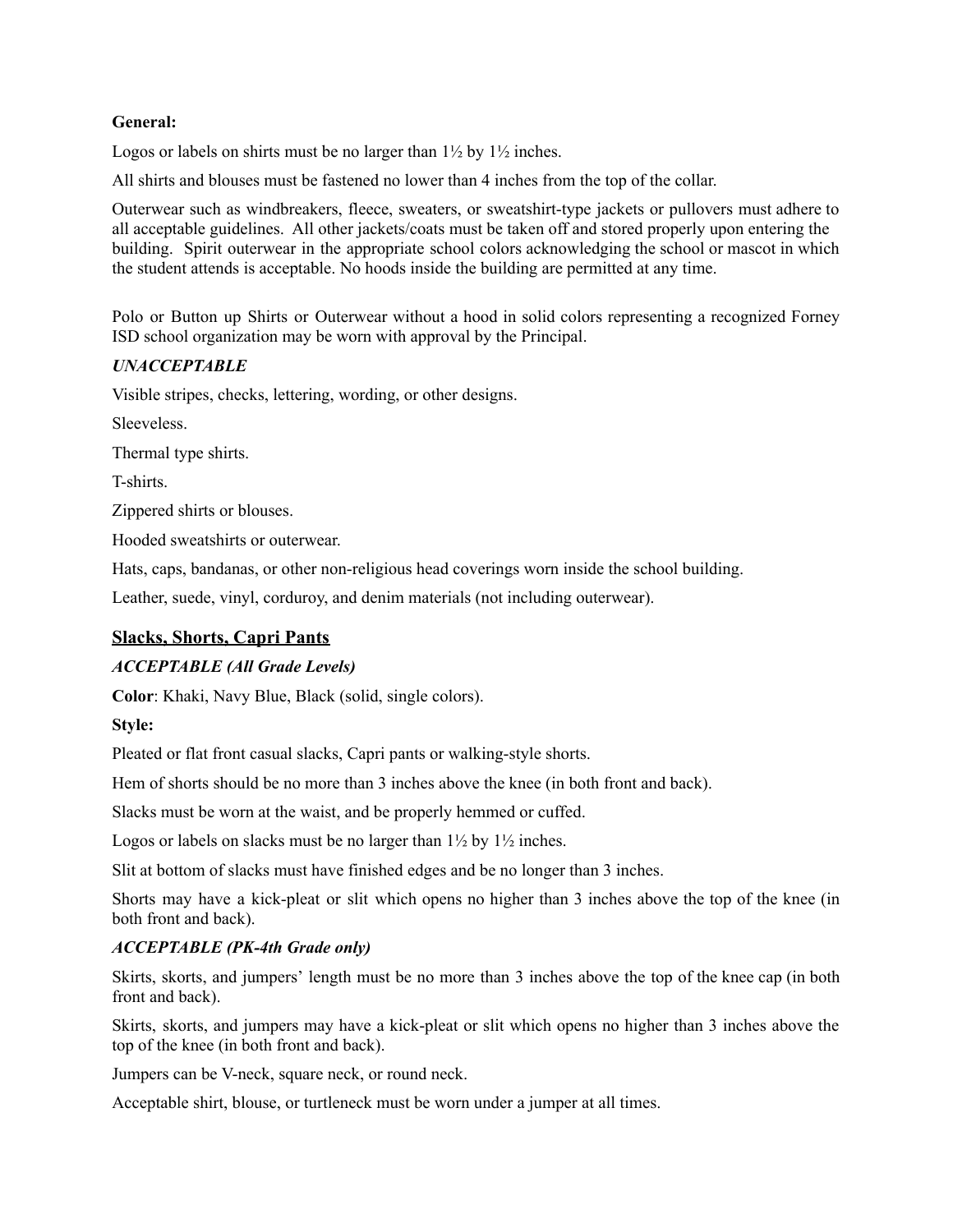**General:**

Logos or labels on shirts must be no larger than 1½ by 1½ inches.

All shirts and blouses must be fastened no lower than 4 inches from the top of the collar.

Outerwear such as windbreakers, fleece, sweaters, or sweatshirt-type jackets or pullovers must adhere to all acceptable guidelines. All other jackets/coats must be taken off and stored properly upon entering the building. Spirit outerwear in the appropriate school colors acknowledging the school or mascot in which the student attends is acceptable. No hoods inside the building are permitted at any time.

Polo or Button up Shirts or Outerwear without a hood in solid colors representing a recognized Forney ISD school organization may be worn with approval by the Principal.

***UNACCEPTABLE***

Visible stripes, checks, lettering, wording, or other designs.

Sleeveless.

Thermal type shirts.

T-shirts.

Zippered shirts or blouses.

Hooded sweatshirts or outerwear.

Hats, caps, bandanas, or other non-religious head coverings worn inside the school building.

Leather, suede, vinyl, corduroy, and denim materials (not including outerwear).

## Slacks, Shorts, Capri Pants

***ACCEPTABLE (All Grade Levels)***

**Color**: Khaki, Navy Blue, Black (solid, single colors).

**Style:**

Pleated or flat front casual slacks, Capri pants or walking-style shorts.

Hem of shorts should be no more than 3 inches above the knee (in both front and back).

Slacks must be worn at the waist, and be properly hemmed or cuffed.

Logos or labels on slacks must be no larger than 1½ by 1½ inches.

Slit at bottom of slacks must have finished edges and be no longer than 3 inches.

Shorts may have a kick-pleat or slit which opens no higher than 3 inches above the top of the knee (in both front and back).

***ACCEPTABLE (PK-4th Grade only)***

Skirts, skorts, and jumpers' length must be no more than 3 inches above the top of the knee cap (in both front and back).

Skirts, skorts, and jumpers may have a kick-pleat or slit which opens no higher than 3 inches above the top of the knee (in both front and back).

Jumpers can be V-neck, square neck, or round neck.

Acceptable shirt, blouse, or turtleneck must be worn under a jumper at all times.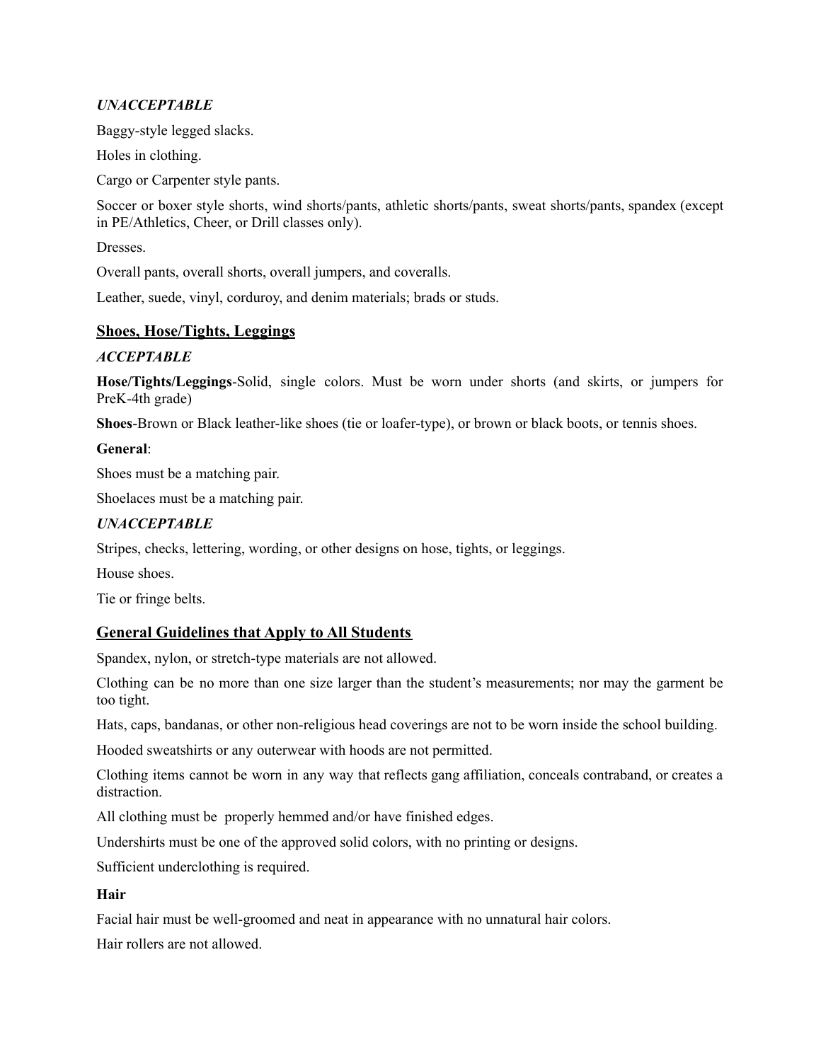***UNACCEPTABLE***

Baggy-style legged slacks.

Holes in clothing.

Cargo or Carpenter style pants.

Soccer or boxer style shorts, wind shorts/pants, athletic shorts/pants, sweat shorts/pants, spandex (except in PE/Athletics, Cheer, or Drill classes only).

Dresses.

Overall pants, overall shorts, overall jumpers, and coveralls.

Leather, suede, vinyl, corduroy, and denim materials; brads or studs.

## Shoes, Hose/Tights, Leggings

***ACCEPTABLE***

**Hose/Tights/Leggings**-Solid, single colors. Must be worn under shorts (and skirts, or jumpers for PreK-4th grade)

**Shoes**-Brown or Black leather-like shoes (tie or loafer-type), or brown or black boots, or tennis shoes.

**General**:

Shoes must be a matching pair.

Shoelaces must be a matching pair.

***UNACCEPTABLE***

Stripes, checks, lettering, wording, or other designs on hose, tights, or leggings.

House shoes.

Tie or fringe belts.

## General Guidelines that Apply to All Students

Spandex, nylon, or stretch-type materials are not allowed.

Clothing can be no more than one size larger than the student's measurements; nor may the garment be too tight.

Hats, caps, bandanas, or other non-religious head coverings are not to be worn inside the school building.

Hooded sweatshirts or any outerwear with hoods are not permitted.

Clothing items cannot be worn in any way that reflects gang affiliation, conceals contraband, or creates a distraction.

All clothing must be properly hemmed and/or have finished edges.

Undershirts must be one of the approved solid colors, with no printing or designs.

Sufficient underclothing is required.

**Hair**

Facial hair must be well-groomed and neat in appearance with no unnatural hair colors.

Hair rollers are not allowed.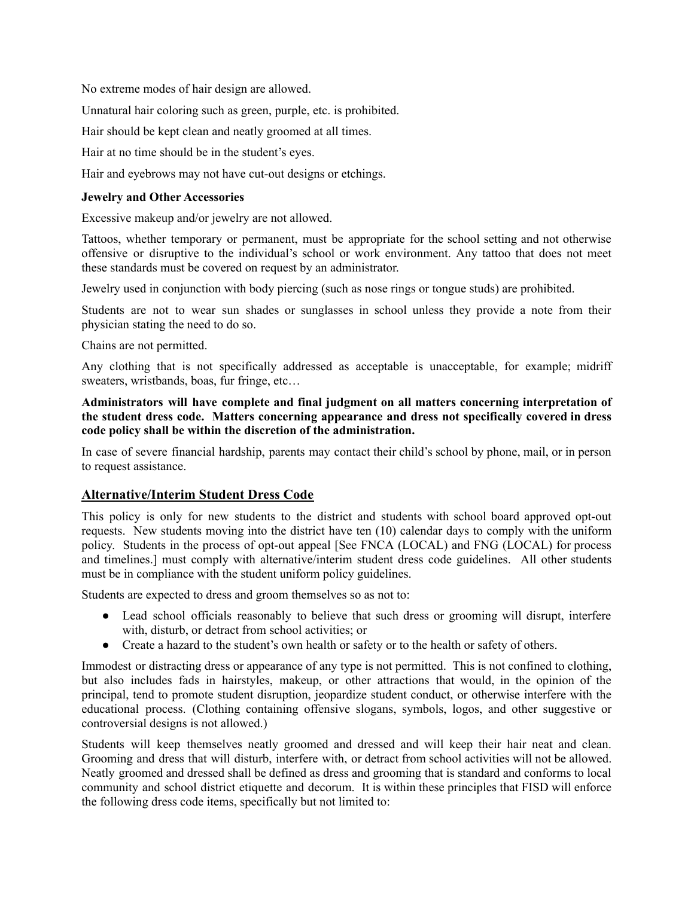No extreme modes of hair design are allowed.

Unnatural hair coloring such as green, purple, etc. is prohibited.

Hair should be kept clean and neatly groomed at all times.

Hair at no time should be in the student's eyes.

Hair and eyebrows may not have cut-out designs or etchings.

**Jewelry and Other Accessories**

Excessive makeup and/or jewelry are not allowed.

Tattoos, whether temporary or permanent, must be appropriate for the school setting and not otherwise offensive or disruptive to the individual's school or work environment. Any tattoo that does not meet these standards must be covered on request by an administrator.

Jewelry used in conjunction with body piercing (such as nose rings or tongue studs) are prohibited.

Students are not to wear sun shades or sunglasses in school unless they provide a note from their physician stating the need to do so.

Chains are not permitted.

Any clothing that is not specifically addressed as acceptable is unacceptable, for example; midriff sweaters, wristbands, boas, fur fringe, etc…

**Administrators will have complete and final judgment on all matters concerning interpretation of the student dress code. Matters concerning appearance and dress not specifically covered in dress code policy shall be within the discretion of the administration.**

In case of severe financial hardship, parents may contact their child's school by phone, mail, or in person to request assistance.

## Alternative/Interim Student Dress Code

This policy is only for new students to the district and students with school board approved opt-out requests. New students moving into the district have ten (10) calendar days to comply with the uniform policy. Students in the process of opt-out appeal [See FNCA (LOCAL) and FNG (LOCAL) for process and timelines.] must comply with alternative/interim student dress code guidelines. All other students must be in compliance with the student uniform policy guidelines.

Students are expected to dress and groom themselves so as not to:

- Lead school officials reasonably to believe that such dress or grooming will disrupt, interfere with, disturb, or detract from school activities; or
- Create a hazard to the student's own health or safety or to the health or safety of others.

Immodest or distracting dress or appearance of any type is not permitted. This is not confined to clothing, but also includes fads in hairstyles, makeup, or other attractions that would, in the opinion of the principal, tend to promote student disruption, jeopardize student conduct, or otherwise interfere with the educational process. (Clothing containing offensive slogans, symbols, logos, and other suggestive or controversial designs is not allowed.)

Students will keep themselves neatly groomed and dressed and will keep their hair neat and clean. Grooming and dress that will disturb, interfere with, or detract from school activities will not be allowed. Neatly groomed and dressed shall be defined as dress and grooming that is standard and conforms to local community and school district etiquette and decorum. It is within these principles that FISD will enforce the following dress code items, specifically but not limited to: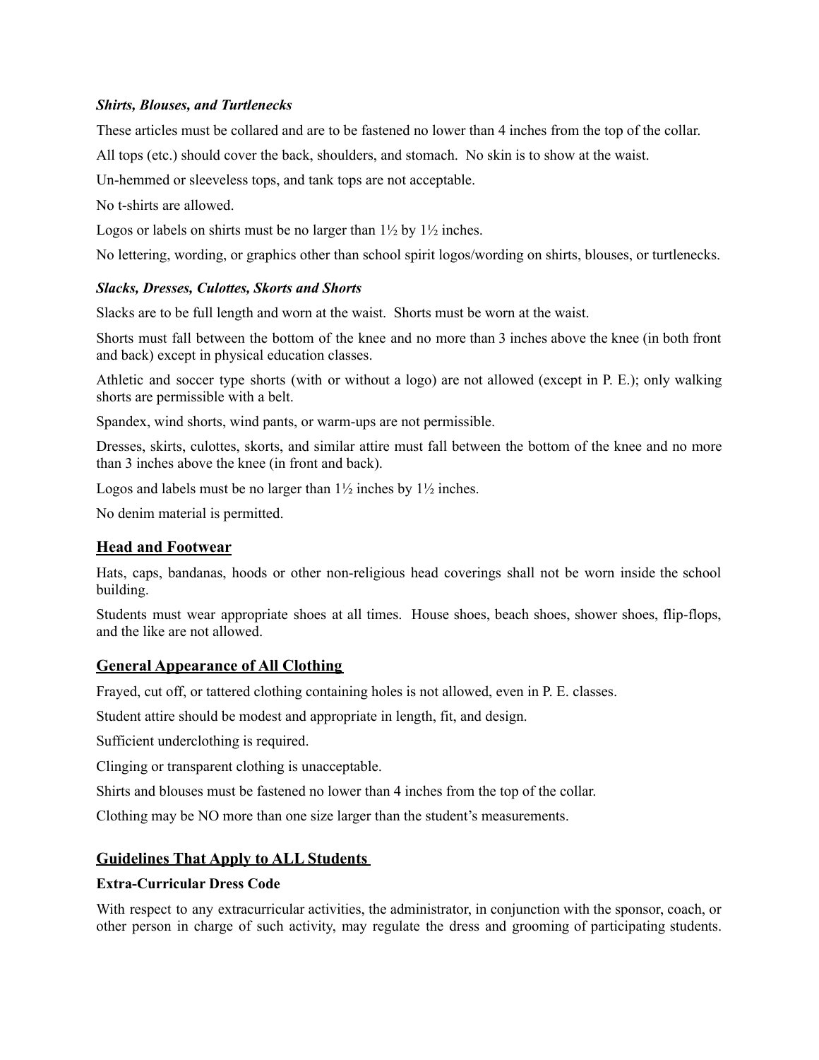***Shirts, Blouses, and Turtlenecks***

These articles must be collared and are to be fastened no lower than 4 inches from the top of the collar.

All tops (etc.) should cover the back, shoulders, and stomach. No skin is to show at the waist.

Un-hemmed or sleeveless tops, and tank tops are not acceptable.

No t-shirts are allowed.

Logos or labels on shirts must be no larger than 1½ by 1½ inches.

No lettering, wording, or graphics other than school spirit logos/wording on shirts, blouses, or turtlenecks.

***Slacks, Dresses, Culottes, Skorts and Shorts***

Slacks are to be full length and worn at the waist. Shorts must be worn at the waist.

Shorts must fall between the bottom of the knee and no more than 3 inches above the knee (in both front and back) except in physical education classes.

Athletic and soccer type shorts (with or without a logo) are not allowed (except in P. E.); only walking shorts are permissible with a belt.

Spandex, wind shorts, wind pants, or warm-ups are not permissible.

Dresses, skirts, culottes, skorts, and similar attire must fall between the bottom of the knee and no more than 3 inches above the knee (in front and back).

Logos and labels must be no larger than 1½ inches by 1½ inches.

No denim material is permitted.

## Head and Footwear

Hats, caps, bandanas, hoods or other non-religious head coverings shall not be worn inside the school building.

Students must wear appropriate shoes at all times. House shoes, beach shoes, shower shoes, flip-flops, and the like are not allowed.

## General Appearance of All Clothing

Frayed, cut off, or tattered clothing containing holes is not allowed, even in P. E. classes.

Student attire should be modest and appropriate in length, fit, and design.

Sufficient underclothing is required.

Clinging or transparent clothing is unacceptable.

Shirts and blouses must be fastened no lower than 4 inches from the top of the collar.

Clothing may be NO more than one size larger than the student's measurements.

## Guidelines That Apply to ALL Students

**Extra-Curricular Dress Code**

With respect to any extracurricular activities, the administrator, in conjunction with the sponsor, coach, or other person in charge of such activity, may regulate the dress and grooming of participating students.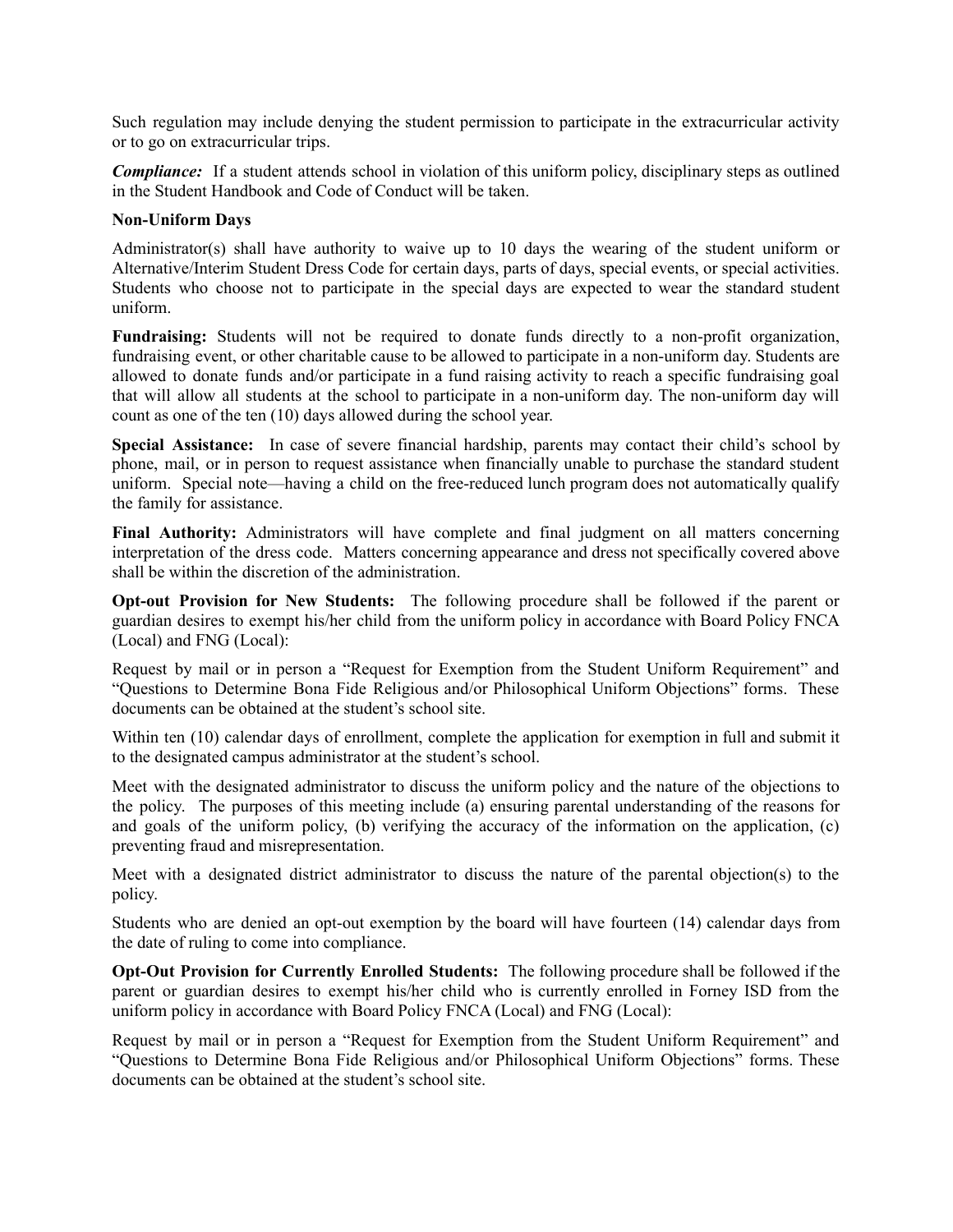Such regulation may include denying the student permission to participate in the extracurricular activity or to go on extracurricular trips.

***Compliance:*** If a student attends school in violation of this uniform policy, disciplinary steps as outlined in the Student Handbook and Code of Conduct will be taken.

**Non-Uniform Days**

Administrator(s) shall have authority to waive up to 10 days the wearing of the student uniform or Alternative/Interim Student Dress Code for certain days, parts of days, special events, or special activities. Students who choose not to participate in the special days are expected to wear the standard student uniform.

**Fundraising:** Students will not be required to donate funds directly to a non-profit organization, fundraising event, or other charitable cause to be allowed to participate in a non-uniform day. Students are allowed to donate funds and/or participate in a fund raising activity to reach a specific fundraising goal that will allow all students at the school to participate in a non-uniform day. The non-uniform day will count as one of the ten (10) days allowed during the school year.

**Special Assistance:** In case of severe financial hardship, parents may contact their child's school by phone, mail, or in person to request assistance when financially unable to purchase the standard student uniform. Special note—having a child on the free-reduced lunch program does not automatically qualify the family for assistance.

**Final Authority:** Administrators will have complete and final judgment on all matters concerning interpretation of the dress code. Matters concerning appearance and dress not specifically covered above shall be within the discretion of the administration.

**Opt-out Provision for New Students:** The following procedure shall be followed if the parent or guardian desires to exempt his/her child from the uniform policy in accordance with Board Policy FNCA (Local) and FNG (Local):

Request by mail or in person a "Request for Exemption from the Student Uniform Requirement" and "Questions to Determine Bona Fide Religious and/or Philosophical Uniform Objections" forms. These documents can be obtained at the student's school site.

Within ten (10) calendar days of enrollment, complete the application for exemption in full and submit it to the designated campus administrator at the student's school.

Meet with the designated administrator to discuss the uniform policy and the nature of the objections to the policy. The purposes of this meeting include (a) ensuring parental understanding of the reasons for and goals of the uniform policy, (b) verifying the accuracy of the information on the application, (c) preventing fraud and misrepresentation.

Meet with a designated district administrator to discuss the nature of the parental objection(s) to the policy.

Students who are denied an opt-out exemption by the board will have fourteen (14) calendar days from the date of ruling to come into compliance.

**Opt-Out Provision for Currently Enrolled Students:** The following procedure shall be followed if the parent or guardian desires to exempt his/her child who is currently enrolled in Forney ISD from the uniform policy in accordance with Board Policy FNCA (Local) and FNG (Local):

Request by mail or in person a "Request for Exemption from the Student Uniform Requirement" and "Questions to Determine Bona Fide Religious and/or Philosophical Uniform Objections" forms. These documents can be obtained at the student's school site.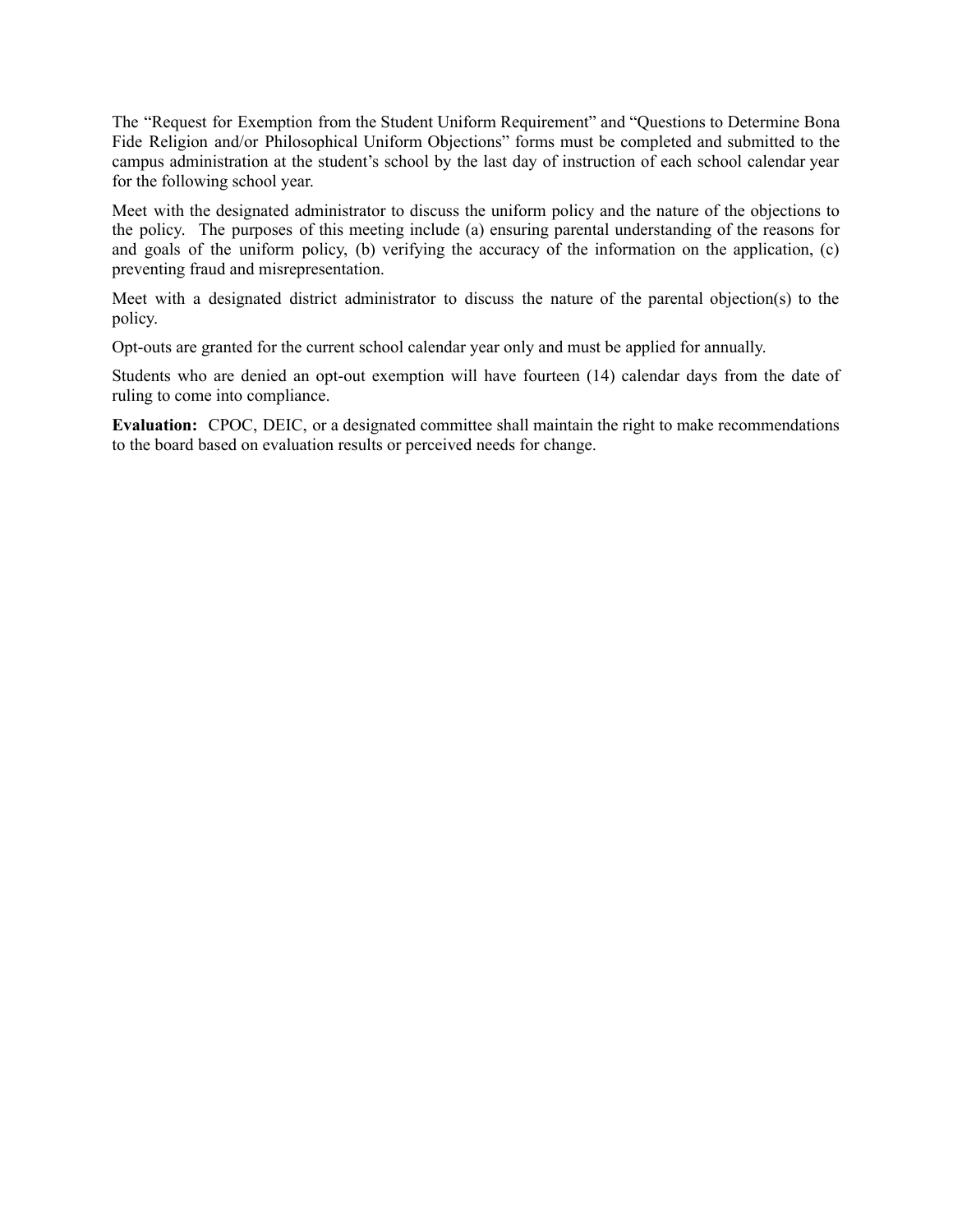The "Request for Exemption from the Student Uniform Requirement" and "Questions to Determine Bona Fide Religion and/or Philosophical Uniform Objections" forms must be completed and submitted to the campus administration at the student's school by the last day of instruction of each school calendar year for the following school year.

Meet with the designated administrator to discuss the uniform policy and the nature of the objections to the policy. The purposes of this meeting include (a) ensuring parental understanding of the reasons for and goals of the uniform policy, (b) verifying the accuracy of the information on the application, (c) preventing fraud and misrepresentation.

Meet with a designated district administrator to discuss the nature of the parental objection(s) to the policy.

Opt-outs are granted for the current school calendar year only and must be applied for annually.

Students who are denied an opt-out exemption will have fourteen (14) calendar days from the date of ruling to come into compliance.

**Evaluation:** CPOC, DEIC, or a designated committee shall maintain the right to make recommendations to the board based on evaluation results or perceived needs for change.